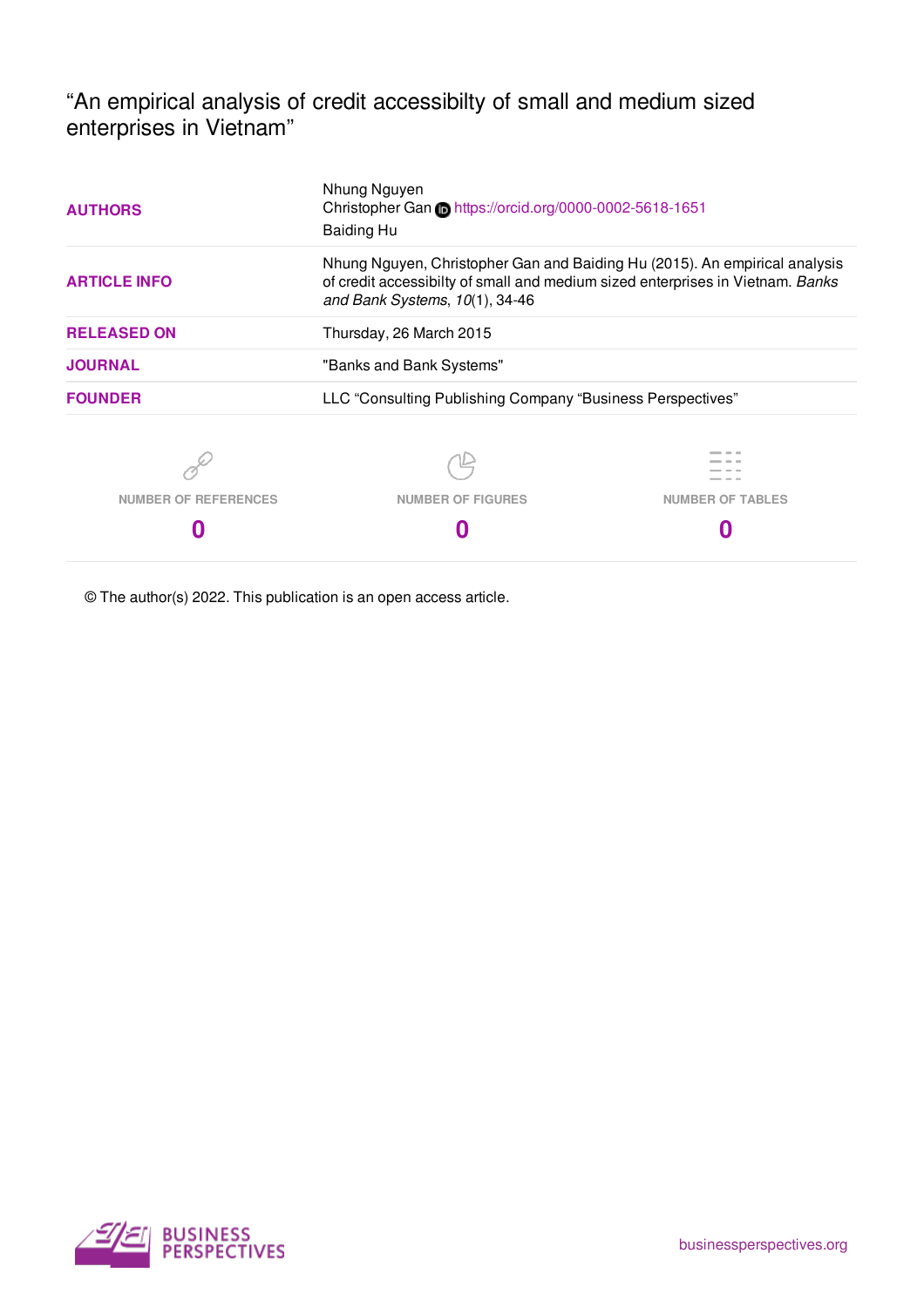# "An empirical analysis of credit accessibilty of small and medium sized enterprises in Vietnam"

| | |
|---|---|
| **AUTHORS** | Nhung Nguyen<br>Christopher Gan https://orcid.org/0000-0002-5618-1651<br>Baiding Hu |
| **ARTICLE INFO** | Nhung Nguyen, Christopher Gan and Baiding Hu (2015). An empirical analysis of credit accessibilty of small and medium sized enterprises in Vietnam. *Banks and Bank Systems*, *10*(1), 34-46 |
| **RELEASED ON** | Thursday, 26 March 2015 |
| **JOURNAL** | "Banks and Bank Systems" |
| **FOUNDER** | LLC "Consulting Publishing Company "Business Perspectives" |

| NUMBER OF REFERENCES | NUMBER OF FIGURES | NUMBER OF TABLES |
|---|---|---|
| 0 | 0 | 0 |

© The author(s) 2022. This publication is an open access article.

BUSINESS PERSPECTIVES

businessperspectives.org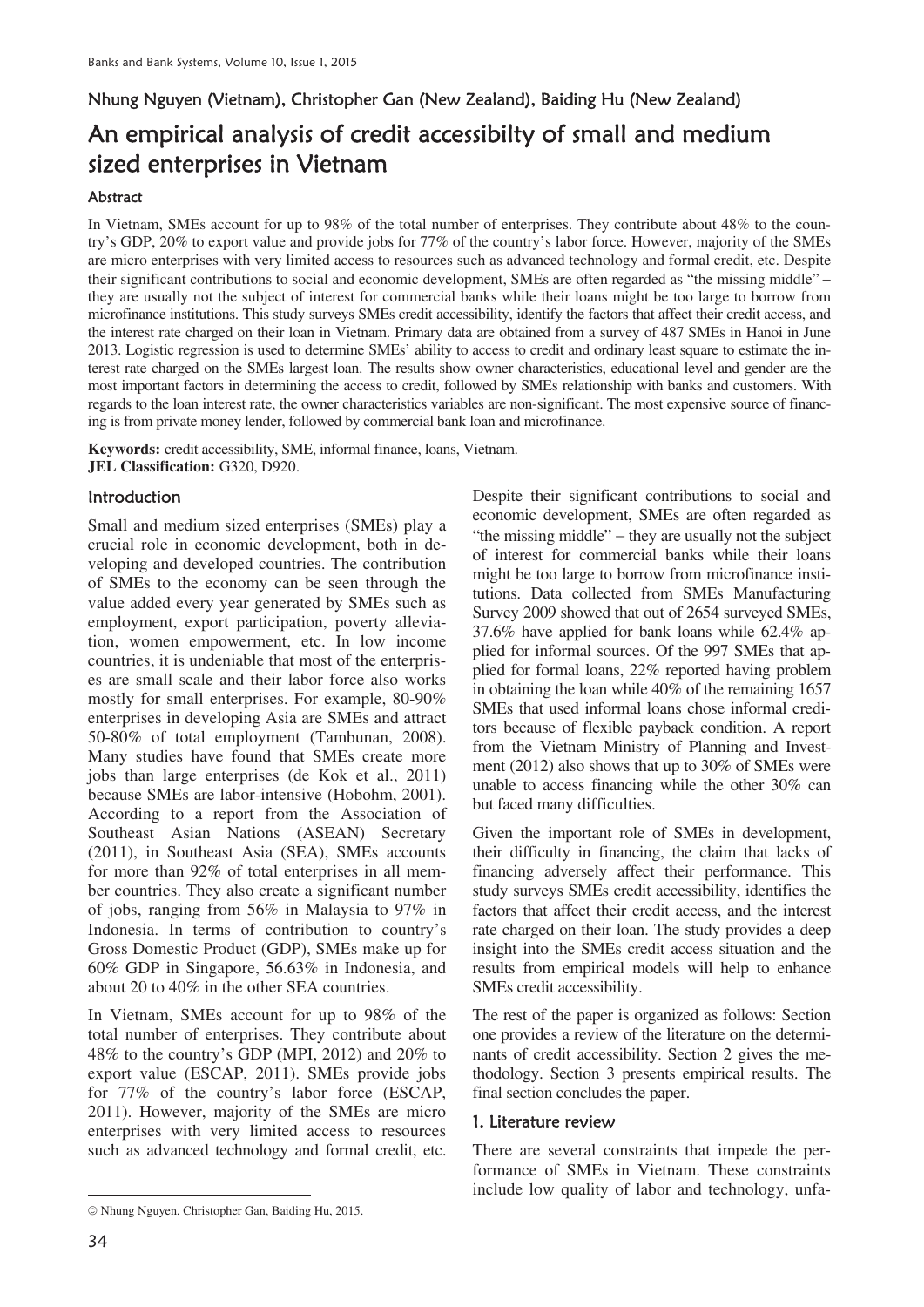Nhung Nguyen (Vietnam), Christopher Gan (New Zealand), Baiding Hu (New Zealand)

# An empirical analysis of credit accessibilty of small and medium sized enterprises in Vietnam

### Abstract

In Vietnam, SMEs account for up to 98% of the total number of enterprises. They contribute about 48% to the country's GDP, 20% to export value and provide jobs for 77% of the country's labor force. However, majority of the SMEs are micro enterprises with very limited access to resources such as advanced technology and formal credit, etc. Despite their significant contributions to social and economic development, SMEs are often regarded as "the missing middle" – they are usually not the subject of interest for commercial banks while their loans might be too large to borrow from microfinance institutions. This study surveys SMEs credit accessibility, identify the factors that affect their credit access, and the interest rate charged on their loan in Vietnam. Primary data are obtained from a survey of 487 SMEs in Hanoi in June 2013. Logistic regression is used to determine SMEs' ability to access to credit and ordinary least square to estimate the interest rate charged on the SMEs largest loan. The results show owner characteristics, educational level and gender are the most important factors in determining the access to credit, followed by SMEs relationship with banks and customers. With regards to the loan interest rate, the owner characteristics variables are non-significant. The most expensive source of financing is from private money lender, followed by commercial bank loan and microfinance.

**Keywords:** credit accessibility, SME, informal finance, loans, Vietnam.
**JEL Classification:** G320, D920.

### Introduction

Small and medium sized enterprises (SMEs) play a crucial role in economic development, both in developing and developed countries. The contribution of SMEs to the economy can be seen through the value added every year generated by SMEs such as employment, export participation, poverty alleviation, women empowerment, etc. In low income countries, it is undeniable that most of the enterprises are small scale and their labor force also works mostly for small enterprises. For example, 80-90% enterprises in developing Asia are SMEs and attract 50-80% of total employment (Tambunan, 2008). Many studies have found that SMEs create more jobs than large enterprises (de Kok et al., 2011) because SMEs are labor-intensive (Hobohm, 2001). According to a report from the Association of Southeast Asian Nations (ASEAN) Secretary (2011), in Southeast Asia (SEA), SMEs accounts for more than 92% of total enterprises in all member countries. They also create a significant number of jobs, ranging from 56% in Malaysia to 97% in Indonesia. In terms of contribution to country's Gross Domestic Product (GDP), SMEs make up for 60% GDP in Singapore, 56.63% in Indonesia, and about 20 to 40% in the other SEA countries.

In Vietnam, SMEs account for up to 98% of the total number of enterprises. They contribute about 48% to the country's GDP (MPI, 2012) and 20% to export value (ESCAP, 2011). SMEs provide jobs for 77% of the country's labor force (ESCAP, 2011). However, majority of the SMEs are micro enterprises with very limited access to resources such as advanced technology and formal credit, etc. Despite their significant contributions to social and economic development, SMEs are often regarded as "the missing middle" – they are usually not the subject of interest for commercial banks while their loans might be too large to borrow from microfinance institutions. Data collected from SMEs Manufacturing Survey 2009 showed that out of 2654 surveyed SMEs, 37.6% have applied for bank loans while 62.4% applied for informal sources. Of the 997 SMEs that applied for formal loans, 22% reported having problem in obtaining the loan while 40% of the remaining 1657 SMEs that used informal loans chose informal creditors because of flexible payback condition. A report from the Vietnam Ministry of Planning and Investment (2012) also shows that up to 30% of SMEs were unable to access financing while the other 30% can but faced many difficulties.

Given the important role of SMEs in development, their difficulty in financing, the claim that lacks of financing adversely affect their performance. This study surveys SMEs credit accessibility, identifies the factors that affect their credit access, and the interest rate charged on their loan. The study provides a deep insight into the SMEs credit access situation and the results from empirical models will help to enhance SMEs credit accessibility.

The rest of the paper is organized as follows: Section one provides a review of the literature on the determinants of credit accessibility. Section 2 gives the methodology. Section 3 presents empirical results. The final section concludes the paper.

### 1. Literature review

There are several constraints that impede the performance of SMEs in Vietnam. These constraints include low quality of labor and technology, unfa-

© Nhung Nguyen, Christopher Gan, Baiding Hu, 2015.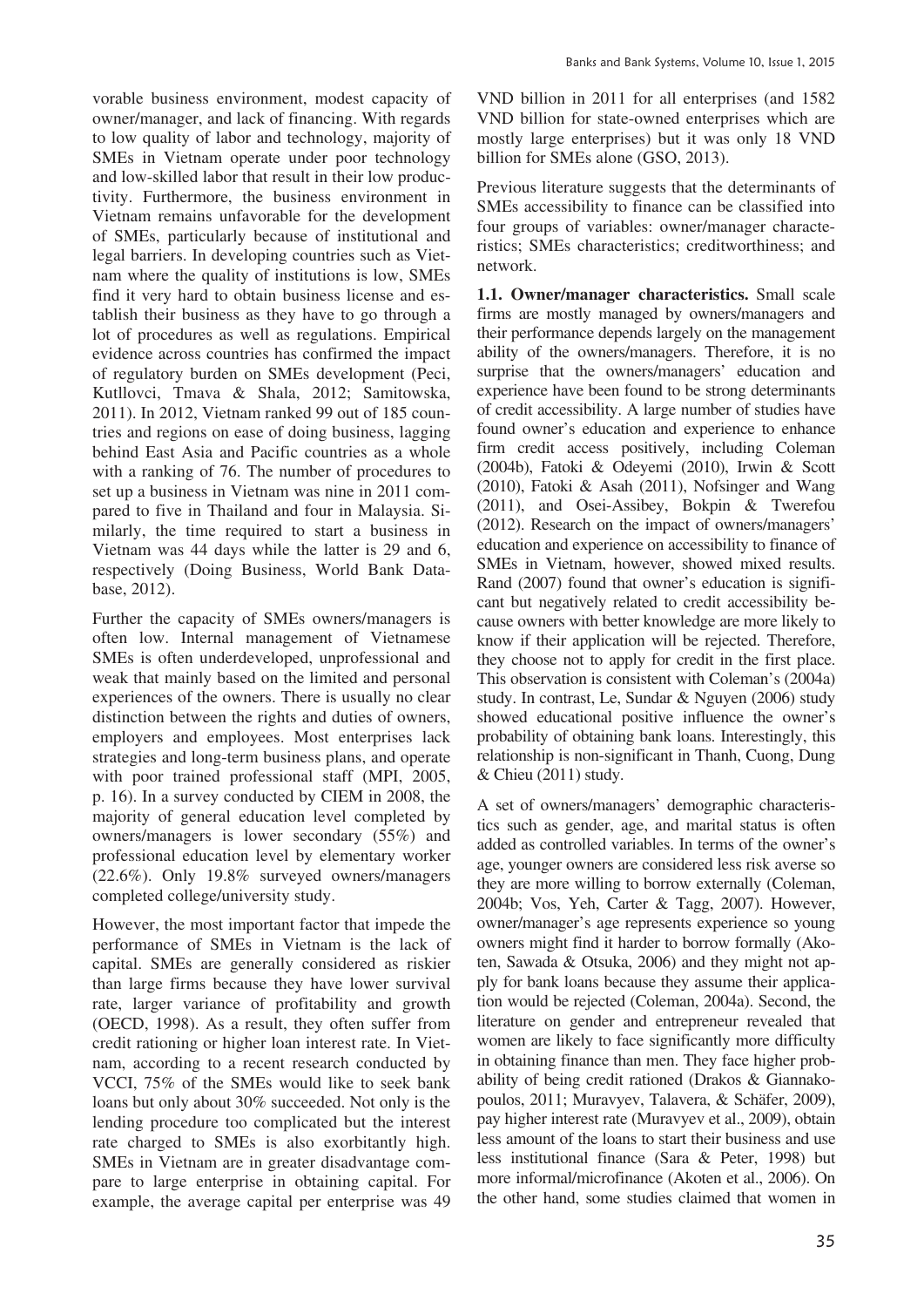vorable business environment, modest capacity of owner/manager, and lack of financing. With regards to low quality of labor and technology, majority of SMEs in Vietnam operate under poor technology and low-skilled labor that result in their low productivity. Furthermore, the business environment in Vietnam remains unfavorable for the development of SMEs, particularly because of institutional and legal barriers. In developing countries such as Vietnam where the quality of institutions is low, SMEs find it very hard to obtain business license and establish their business as they have to go through a lot of procedures as well as regulations. Empirical evidence across countries has confirmed the impact of regulatory burden on SMEs development (Peci, Kutllovci, Tmava & Shala, 2012; Samitowska, 2011). In 2012, Vietnam ranked 99 out of 185 countries and regions on ease of doing business, lagging behind East Asia and Pacific countries as a whole with a ranking of 76. The number of procedures to set up a business in Vietnam was nine in 2011 compared to five in Thailand and four in Malaysia. Similarly, the time required to start a business in Vietnam was 44 days while the latter is 29 and 6, respectively (Doing Business, World Bank Database, 2012).

Further the capacity of SMEs owners/managers is often low. Internal management of Vietnamese SMEs is often underdeveloped, unprofessional and weak that mainly based on the limited and personal experiences of the owners. There is usually no clear distinction between the rights and duties of owners, employers and employees. Most enterprises lack strategies and long-term business plans, and operate with poor trained professional staff (MPI, 2005, p. 16). In a survey conducted by CIEM in 2008, the majority of general education level completed by owners/managers is lower secondary (55%) and professional education level by elementary worker (22.6%). Only 19.8% surveyed owners/managers completed college/university study.

However, the most important factor that impede the performance of SMEs in Vietnam is the lack of capital. SMEs are generally considered as riskier than large firms because they have lower survival rate, larger variance of profitability and growth (OECD, 1998). As a result, they often suffer from credit rationing or higher loan interest rate. In Vietnam, according to a recent research conducted by VCCI, 75% of the SMEs would like to seek bank loans but only about 30% succeeded. Not only is the lending procedure too complicated but the interest rate charged to SMEs is also exorbitantly high. SMEs in Vietnam are in greater disadvantage compare to large enterprise in obtaining capital. For example, the average capital per enterprise was 49 VND billion in 2011 for all enterprises (and 1582 VND billion for state-owned enterprises which are mostly large enterprises) but it was only 18 VND billion for SMEs alone (GSO, 2013).

Previous literature suggests that the determinants of SMEs accessibility to finance can be classified into four groups of variables: owner/manager characteristics; SMEs characteristics; creditworthiness; and network.

**1.1. Owner/manager characteristics.** Small scale firms are mostly managed by owners/managers and their performance depends largely on the management ability of the owners/managers. Therefore, it is no surprise that the owners/managers' education and experience have been found to be strong determinants of credit accessibility. A large number of studies have found owner's education and experience to enhance firm credit access positively, including Coleman (2004b), Fatoki & Odeyemi (2010), Irwin & Scott (2010), Fatoki & Asah (2011), Nofsinger and Wang (2011), and Osei-Assibey, Bokpin & Twerefou (2012). Research on the impact of owners/managers' education and experience on accessibility to finance of SMEs in Vietnam, however, showed mixed results. Rand (2007) found that owner's education is significant but negatively related to credit accessibility because owners with better knowledge are more likely to know if their application will be rejected. Therefore, they choose not to apply for credit in the first place. This observation is consistent with Coleman's (2004a) study. In contrast, Le, Sundar & Nguyen (2006) study showed educational positive influence the owner's probability of obtaining bank loans. Interestingly, this relationship is non-significant in Thanh, Cuong, Dung & Chieu (2011) study.

A set of owners/managers' demographic characteristics such as gender, age, and marital status is often added as controlled variables. In terms of the owner's age, younger owners are considered less risk averse so they are more willing to borrow externally (Coleman, 2004b; Vos, Yeh, Carter & Tagg, 2007). However, owner/manager's age represents experience so young owners might find it harder to borrow formally (Akoten, Sawada & Otsuka, 2006) and they might not apply for bank loans because they assume their application would be rejected (Coleman, 2004a). Second, the literature on gender and entrepreneur revealed that women are likely to face significantly more difficulty in obtaining finance than men. They face higher probability of being credit rationed (Drakos & Giannakopoulos, 2011; Muravyev, Talavera, & Schäfer, 2009), pay higher interest rate (Muravyev et al., 2009), obtain less amount of the loans to start their business and use less institutional finance (Sara & Peter, 1998) but more informal/microfinance (Akoten et al., 2006). On the other hand, some studies claimed that women in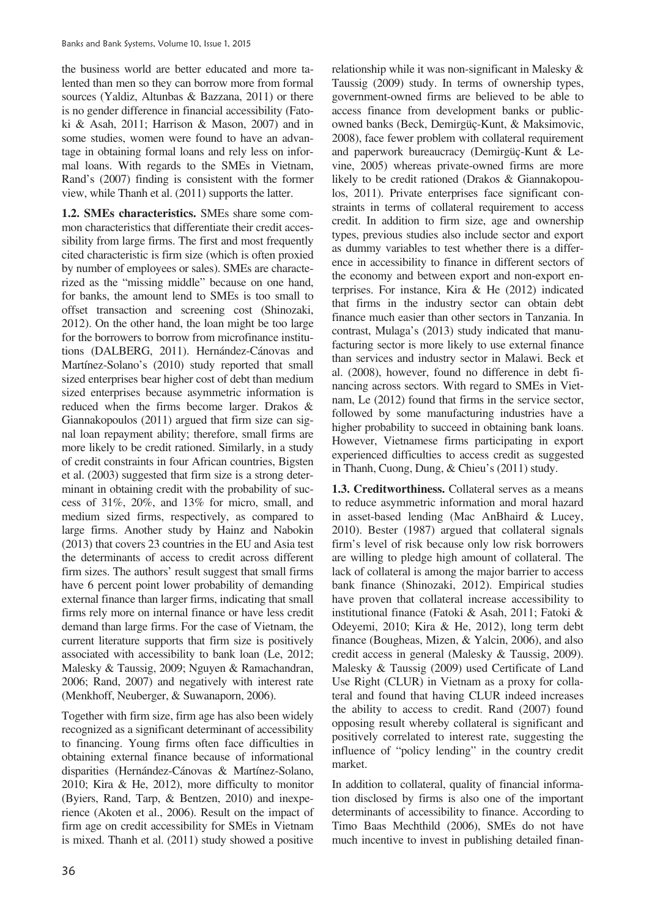the business world are better educated and more talented than men so they can borrow more from formal sources (Yaldiz, Altunbas & Bazzana, 2011) or there is no gender difference in financial accessibility (Fatoki & Asah, 2011; Harrison & Mason, 2007) and in some studies, women were found to have an advantage in obtaining formal loans and rely less on informal loans. With regards to the SMEs in Vietnam, Rand's (2007) finding is consistent with the former view, while Thanh et al. (2011) supports the latter.

**1.2. SMEs characteristics.** SMEs share some common characteristics that differentiate their credit accessibility from large firms. The first and most frequently cited characteristic is firm size (which is often proxied by number of employees or sales). SMEs are characterized as the "missing middle" because on one hand, for banks, the amount lend to SMEs is too small to offset transaction and screening cost (Shinozaki, 2012). On the other hand, the loan might be too large for the borrowers to borrow from microfinance institutions (DALBERG, 2011). Hernández-Cánovas and Martínez-Solano's (2010) study reported that small sized enterprises bear higher cost of debt than medium sized enterprises because asymmetric information is reduced when the firms become larger. Drakos & Giannakopoulos (2011) argued that firm size can signal loan repayment ability; therefore, small firms are more likely to be credit rationed. Similarly, in a study of credit constraints in four African countries, Bigsten et al. (2003) suggested that firm size is a strong determinant in obtaining credit with the probability of success of 31%, 20%, and 13% for micro, small, and medium sized firms, respectively, as compared to large firms. Another study by Hainz and Nabokin (2013) that covers 23 countries in the EU and Asia test the determinants of access to credit across different firm sizes. The authors' result suggest that small firms have 6 percent point lower probability of demanding external finance than larger firms, indicating that small firms rely more on internal finance or have less credit demand than large firms. For the case of Vietnam, the current literature supports that firm size is positively associated with accessibility to bank loan (Le, 2012; Malesky & Taussig, 2009; Nguyen & Ramachandran, 2006; Rand, 2007) and negatively with interest rate (Menkhoff, Neuberger, & Suwanaporn, 2006).

Together with firm size, firm age has also been widely recognized as a significant determinant of accessibility to financing. Young firms often face difficulties in obtaining external finance because of informational disparities (Hernández-Cánovas & Martínez-Solano, 2010; Kira & He, 2012), more difficulty to monitor (Byiers, Rand, Tarp, & Bentzen, 2010) and inexperience (Akoten et al., 2006). Result on the impact of firm age on credit accessibility for SMEs in Vietnam is mixed. Thanh et al. (2011) study showed a positive relationship while it was non-significant in Malesky & Taussig (2009) study. In terms of ownership types, government-owned firms are believed to be able to access finance from development banks or public-owned banks (Beck, Demirgüç-Kunt, & Maksimovic, 2008), face fewer problem with collateral requirement and paperwork bureaucracy (Demirgüç-Kunt & Levine, 2005) whereas private-owned firms are more likely to be credit rationed (Drakos & Giannakopoulos, 2011). Private enterprises face significant constraints in terms of collateral requirement to access credit. In addition to firm size, age and ownership types, previous studies also include sector and export as dummy variables to test whether there is a difference in accessibility to finance in different sectors of the economy and between export and non-export enterprises. For instance, Kira & He (2012) indicated that firms in the industry sector can obtain debt finance much easier than other sectors in Tanzania. In contrast, Mulaga's (2013) study indicated that manufacturing sector is more likely to use external finance than services and industry sector in Malawi. Beck et al. (2008), however, found no difference in debt financing across sectors. With regard to SMEs in Vietnam, Le (2012) found that firms in the service sector, followed by some manufacturing industries have a higher probability to succeed in obtaining bank loans. However, Vietnamese firms participating in export experienced difficulties to access credit as suggested in Thanh, Cuong, Dung, & Chieu's (2011) study.

**1.3. Creditworthiness.** Collateral serves as a means to reduce asymmetric information and moral hazard in asset-based lending (Mac AnBhaird & Lucey, 2010). Bester (1987) argued that collateral signals firm's level of risk because only low risk borrowers are willing to pledge high amount of collateral. The lack of collateral is among the major barrier to access bank finance (Shinozaki, 2012). Empirical studies have proven that collateral increase accessibility to institutional finance (Fatoki & Asah, 2011; Fatoki & Odeyemi, 2010; Kira & He, 2012), long term debt finance (Bougheas, Mizen, & Yalcin, 2006), and also credit access in general (Malesky & Taussig, 2009). Malesky & Taussig (2009) used Certificate of Land Use Right (CLUR) in Vietnam as a proxy for collateral and found that having CLUR indeed increases the ability to access to credit. Rand (2007) found opposing result whereby collateral is significant and positively correlated to interest rate, suggesting the influence of "policy lending" in the country credit market.

In addition to collateral, quality of financial information disclosed by firms is also one of the important determinants of accessibility to finance. According to Timo Baas Mechthild (2006), SMEs do not have much incentive to invest in publishing detailed finan-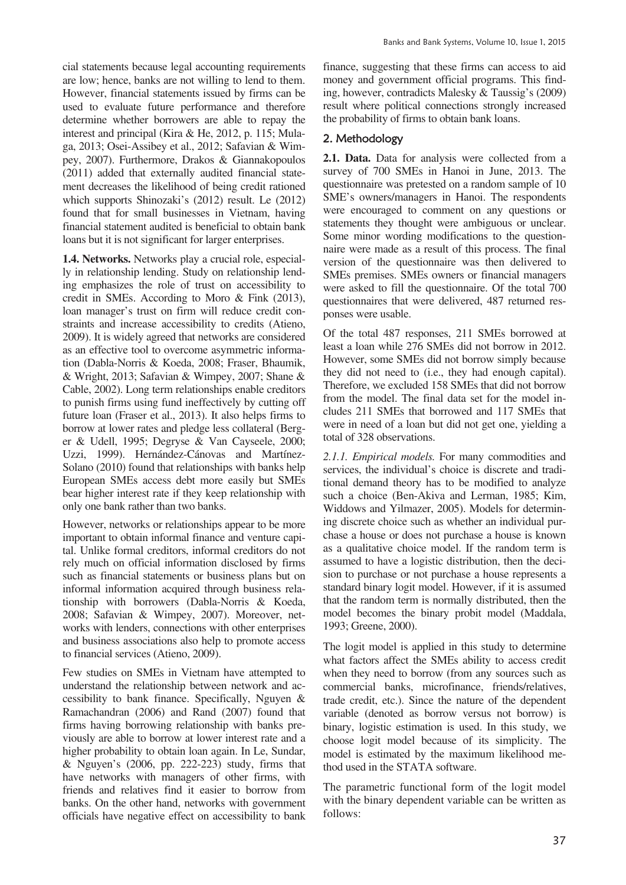cial statements because legal accounting requirements are low; hence, banks are not willing to lend to them. However, financial statements issued by firms can be used to evaluate future performance and therefore determine whether borrowers are able to repay the interest and principal (Kira & He, 2012, p. 115; Mulaga, 2013; Osei-Assibey et al., 2012; Safavian & Wimpey, 2007). Furthermore, Drakos & Giannakopoulos (2011) added that externally audited financial statement decreases the likelihood of being credit rationed which supports Shinozaki's (2012) result. Le (2012) found that for small businesses in Vietnam, having financial statement audited is beneficial to obtain bank loans but it is not significant for larger enterprises.

**1.4. Networks.** Networks play a crucial role, especially in relationship lending. Study on relationship lending emphasizes the role of trust on accessibility to credit in SMEs. According to Moro & Fink (2013), loan manager's trust on firm will reduce credit constraints and increase accessibility to credits (Atieno, 2009). It is widely agreed that networks are considered as an effective tool to overcome asymmetric information (Dabla-Norris & Koeda, 2008; Fraser, Bhaumik, & Wright, 2013; Safavian & Wimpey, 2007; Shane & Cable, 2002). Long term relationships enable creditors to punish firms using fund ineffectively by cutting off future loan (Fraser et al., 2013). It also helps firms to borrow at lower rates and pledge less collateral (Berger & Udell, 1995; Degryse & Van Cayseele, 2000; Uzzi, 1999). Hernández-Cánovas and Martínez-Solano (2010) found that relationships with banks help European SMEs access debt more easily but SMEs bear higher interest rate if they keep relationship with only one bank rather than two banks.

However, networks or relationships appear to be more important to obtain informal finance and venture capital. Unlike formal creditors, informal creditors do not rely much on official information disclosed by firms such as financial statements or business plans but on informal information acquired through business relationship with borrowers (Dabla-Norris & Koeda, 2008; Safavian & Wimpey, 2007). Moreover, networks with lenders, connections with other enterprises and business associations also help to promote access to financial services (Atieno, 2009).

Few studies on SMEs in Vietnam have attempted to understand the relationship between network and accessibility to bank finance. Specifically, Nguyen & Ramachandran (2006) and Rand (2007) found that firms having borrowing relationship with banks previously are able to borrow at lower interest rate and a higher probability to obtain loan again. In Le, Sundar, & Nguyen's (2006, pp. 222-223) study, firms that have networks with managers of other firms, with friends and relatives find it easier to borrow from banks. On the other hand, networks with government officials have negative effect on accessibility to bank finance, suggesting that these firms can access to aid money and government official programs. This finding, however, contradicts Malesky & Taussig's (2009) result where political connections strongly increased the probability of firms to obtain bank loans.

## 2. Methodology

**2.1. Data.** Data for analysis were collected from a survey of 700 SMEs in Hanoi in June, 2013. The questionnaire was pretested on a random sample of 10 SME's owners/managers in Hanoi. The respondents were encouraged to comment on any questions or statements they thought were ambiguous or unclear. Some minor wording modifications to the questionnaire were made as a result of this process. The final version of the questionnaire was then delivered to SMEs premises. SMEs owners or financial managers were asked to fill the questionnaire. Of the total 700 questionnaires that were delivered, 487 returned responses were usable.

Of the total 487 responses, 211 SMEs borrowed at least a loan while 276 SMEs did not borrow in 2012. However, some SMEs did not borrow simply because they did not need to (i.e., they had enough capital). Therefore, we excluded 158 SMEs that did not borrow from the model. The final data set for the model includes 211 SMEs that borrowed and 117 SMEs that were in need of a loan but did not get one, yielding a total of 328 observations.

*2.1.1. Empirical models.* For many commodities and services, the individual's choice is discrete and traditional demand theory has to be modified to analyze such a choice (Ben-Akiva and Lerman, 1985; Kim, Widdows and Yilmazer, 2005). Models for determining discrete choice such as whether an individual purchase a house or does not purchase a house is known as a qualitative choice model. If the random term is assumed to have a logistic distribution, then the decision to purchase or not purchase a house represents a standard binary logit model. However, if it is assumed that the random term is normally distributed, then the model becomes the binary probit model (Maddala, 1993; Greene, 2000).

The logit model is applied in this study to determine what factors affect the SMEs ability to access credit when they need to borrow (from any sources such as commercial banks, microfinance, friends/relatives, trade credit, etc.). Since the nature of the dependent variable (denoted as borrow versus not borrow) is binary, logistic estimation is used. In this study, we choose logit model because of its simplicity. The model is estimated by the maximum likelihood method used in the STATA software.

The parametric functional form of the logit model with the binary dependent variable can be written as follows: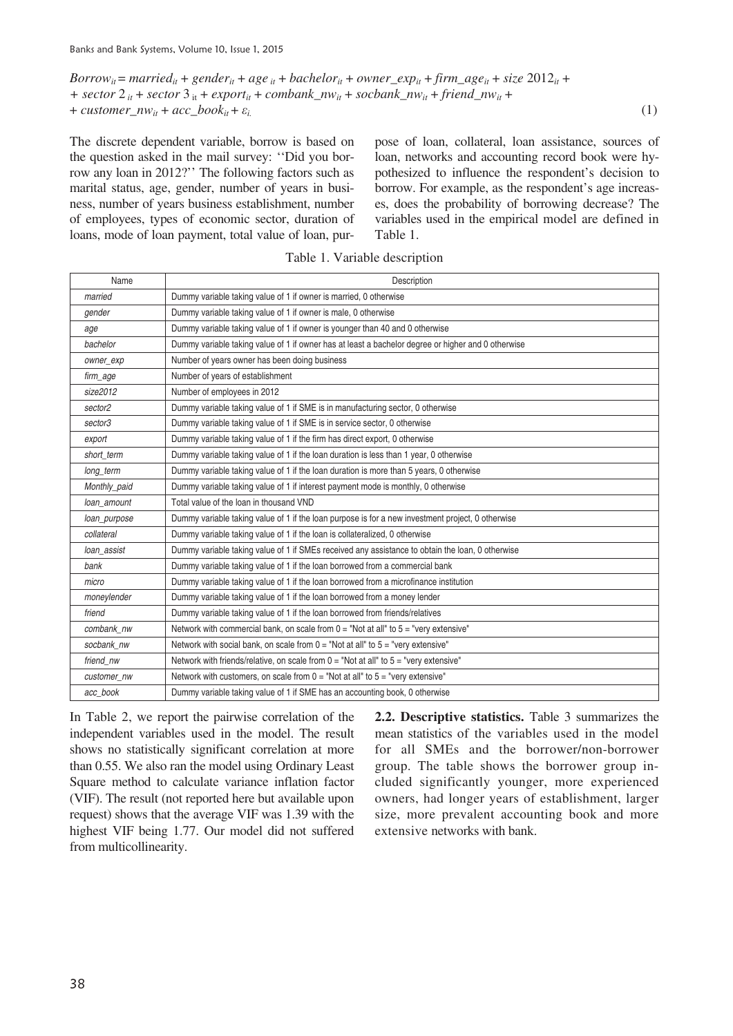$$Borrow_{it} = married_{it} + gender_{it} + age_{it} + bachelor_{it} + owner\_exp_{it} + firm\_age_{it} + size\,2012_{it} + sector\,2_{it} + sector\,3_{it} + export_{it} + combank\_nw_{it} + socbank\_nw_{it} + friend\_nw_{it} + customer\_nw_{it} + acc\_book_{it} + \varepsilon_{i.} \quad (1)$$

The discrete dependent variable, borrow is based on the question asked in the mail survey: ''Did you borrow any loan in 2012?'' The following factors such as marital status, age, gender, number of years in business, number of years business establishment, number of employees, types of economic sector, duration of loans, mode of loan payment, total value of loan, purpose of loan, collateral, loan assistance, sources of loan, networks and accounting record book were hypothesized to influence the respondent's decision to borrow. For example, as the respondent's age increases, does the probability of borrowing decrease? The variables used in the empirical model are defined in Table 1.

Table 1. Variable description

| Name | Description |
|---|---|
| *married* | Dummy variable taking value of 1 if owner is married, 0 otherwise |
| *gender* | Dummy variable taking value of 1 if owner is male, 0 otherwise |
| *age* | Dummy variable taking value of 1 if owner is younger than 40 and 0 otherwise |
| *bachelor* | Dummy variable taking value of 1 if owner has at least a bachelor degree or higher and 0 otherwise |
| *owner_exp* | Number of years owner has been doing business |
| *firm_age* | Number of years of establishment |
| *size2012* | Number of employees in 2012 |
| *sector2* | Dummy variable taking value of 1 if SME is in manufacturing sector, 0 otherwise |
| *sector3* | Dummy variable taking value of 1 if SME is in service sector, 0 otherwise |
| *export* | Dummy variable taking value of 1 if the firm has direct export, 0 otherwise |
| *short_term* | Dummy variable taking value of 1 if the loan duration is less than 1 year, 0 otherwise |
| *long_term* | Dummy variable taking value of 1 if the loan duration is more than 5 years, 0 otherwise |
| *Monthly_paid* | Dummy variable taking value of 1 if interest payment mode is monthly, 0 otherwise |
| *loan_amount* | Total value of the loan in thousand VND |
| *loan_purpose* | Dummy variable taking value of 1 if the loan purpose is for a new investment project, 0 otherwise |
| *collateral* | Dummy variable taking value of 1 if the loan is collateralized, 0 otherwise |
| *loan_assist* | Dummy variable taking value of 1 if SMEs received any assistance to obtain the loan, 0 otherwise |
| *bank* | Dummy variable taking value of 1 if the loan borrowed from a commercial bank |
| *micro* | Dummy variable taking value of 1 if the loan borrowed from a microfinance institution |
| *moneylender* | Dummy variable taking value of 1 if the loan borrowed from a money lender |
| *friend* | Dummy variable taking value of 1 if the loan borrowed from friends/relatives |
| *combank_nw* | Network with commercial bank, on scale from 0 = "Not at all" to 5 = "very extensive" |
| *socbank_nw* | Network with social bank, on scale from 0 = "Not at all" to 5 = "very extensive" |
| *friend_nw* | Network with friends/relative, on scale from 0 = "Not at all" to 5 = "very extensive" |
| *customer_nw* | Network with customers, on scale from 0 = "Not at all" to 5 = "very extensive" |
| *acc_book* | Dummy variable taking value of 1 if SME has an accounting book, 0 otherwise |

In Table 2, we report the pairwise correlation of the independent variables used in the model. The result shows no statistically significant correlation at more than 0.55. We also ran the model using Ordinary Least Square method to calculate variance inflation factor (VIF). The result (not reported here but available upon request) shows that the average VIF was 1.39 with the highest VIF being 1.77. Our model did not suffered from multicollinearity.

**2.2. Descriptive statistics.** Table 3 summarizes the mean statistics of the variables used in the model for all SMEs and the borrower/non-borrower group. The table shows the borrower group included significantly younger, more experienced owners, had longer years of establishment, larger size, more prevalent accounting book and more extensive networks with bank.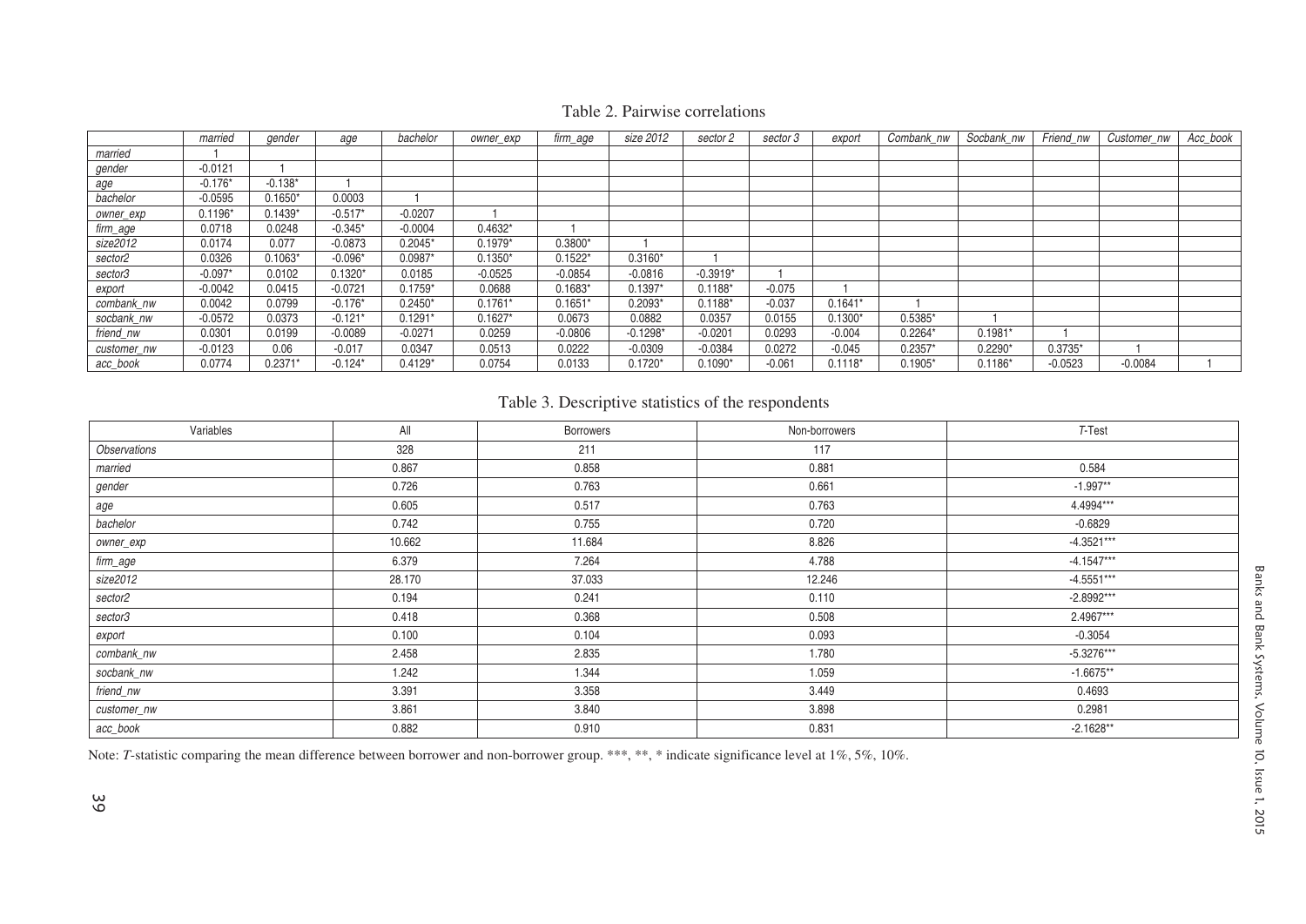Table 2. Pairwise correlations

| | married | gender | age | bachelor | owner_exp | firm_age | size 2012 | sector 2 | sector 3 | export | Combank_nw | Socbank_nw | Friend_nw | Customer_nw | Acc_book |
|---|---|---|---|---|---|---|---|---|---|---|---|---|---|---|---|
| married | 1 | | | | | | | | | | | | | | |
| gender | -0.0121 | 1 | | | | | | | | | | | | | |
| age | -0.176* | -0.138* | 1 | | | | | | | | | | | | |
| bachelor | -0.0595 | 0.1650* | 0.0003 | 1 | | | | | | | | | | | |
| owner_exp | 0.1196* | 0.1439* | -0.517* | -0.0207 | 1 | | | | | | | | | | |
| firm_age | 0.0718 | 0.0248 | -0.345* | -0.0004 | 0.4632* | 1 | | | | | | | | | |
| size2012 | 0.0174 | 0.077 | -0.0873 | 0.2045* | 0.1979* | 0.3800* | 1 | | | | | | | | |
| sector2 | 0.0326 | 0.1063* | -0.096* | 0.0987* | 0.1350* | 0.1522* | 0.3160* | 1 | | | | | | | |
| sector3 | -0.097* | 0.0102 | 0.1320* | 0.0185 | -0.0525 | -0.0854 | -0.0816 | -0.3919* | 1 | | | | | | |
| export | -0.0042 | 0.0415 | -0.0721 | 0.1759* | 0.0688 | 0.1683* | 0.1397* | 0.1188* | -0.075 | 1 | | | | | |
| combank_nw | 0.0042 | 0.0799 | -0.176* | 0.2450* | 0.1761* | 0.1651* | 0.2093* | 0.1188* | -0.037 | 0.1641* | 1 | | | | |
| socbank_nw | -0.0572 | 0.0373 | -0.121* | 0.1291* | 0.1627* | 0.0673 | 0.0882 | 0.0357 | 0.0155 | 0.1300* | 0.5385* | 1 | | | |
| friend_nw | 0.0301 | 0.0199 | -0.0089 | -0.0271 | 0.0259 | -0.0806 | -0.1298* | -0.0201 | 0.0293 | -0.004 | 0.2264* | 0.1981* | 1 | | |
| customer_nw | -0.0123 | 0.06 | -0.017 | 0.0347 | 0.0513 | 0.0222 | -0.0309 | -0.0384 | 0.0272 | -0.045 | 0.2357* | 0.2290* | 0.3735* | 1 | |
| acc_book | 0.0774 | 0.2371* | -0.124* | 0.4129* | 0.0754 | 0.0133 | 0.1720* | 0.1090* | -0.061 | 0.1118* | 0.1905* | 0.1186* | -0.0523 | -0.0084 | 1 |

Table 3. Descriptive statistics of the respondents

| Variables | All | Borrowers | Non-borrowers | *T*-Test |
|---|---|---|---|---|
| *Observations* | 328 | 211 | 117 | |
| *married* | 0.867 | 0.858 | 0.881 | 0.584 |
| *gender* | 0.726 | 0.763 | 0.661 | -1.997** |
| *age* | 0.605 | 0.517 | 0.763 | 4.4994*** |
| *bachelor* | 0.742 | 0.755 | 0.720 | -0.6829 |
| *owner_exp* | 10.662 | 11.684 | 8.826 | -4.3521*** |
| *firm_age* | 6.379 | 7.264 | 4.788 | -4.1547*** |
| *size2012* | 28.170 | 37.033 | 12.246 | -4.5551*** |
| *sector2* | 0.194 | 0.241 | 0.110 | -2.8992*** |
| *sector3* | 0.418 | 0.368 | 0.508 | 2.4967*** |
| *export* | 0.100 | 0.104 | 0.093 | -0.3054 |
| *combank_nw* | 2.458 | 2.835 | 1.780 | -5.3276*** |
| *socbank_nw* | 1.242 | 1.344 | 1.059 | -1.6675** |
| *friend_nw* | 3.391 | 3.358 | 3.449 | 0.4693 |
| *customer_nw* | 3.861 | 3.840 | 3.898 | 0.2981 |
| *acc_book* | 0.882 | 0.910 | 0.831 | -2.1628** |

Note: *T*-statistic comparing the mean difference between borrower and non-borrower group. ***, **, * indicate significance level at 1%, 5%, 10%.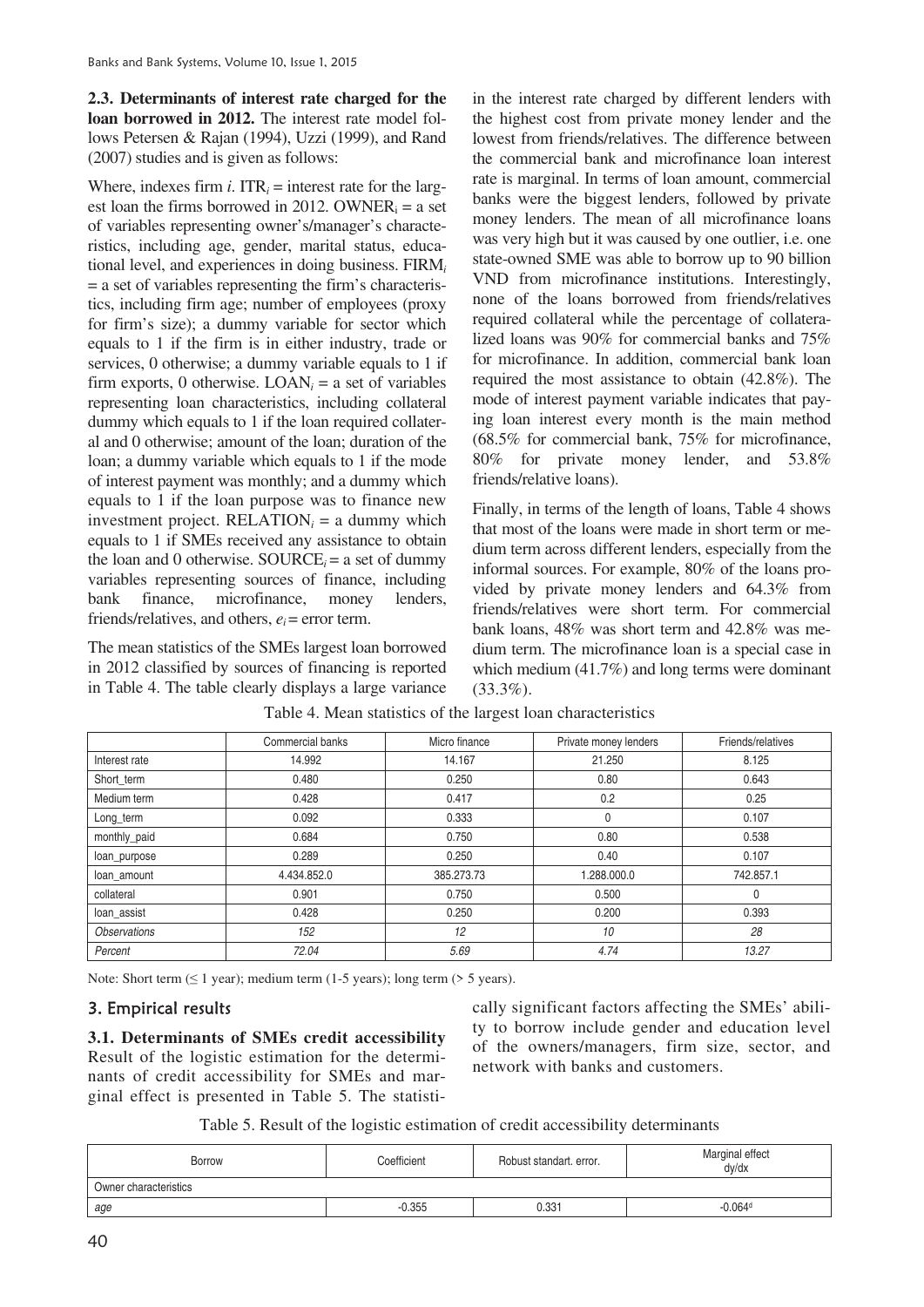**2.3. Determinants of interest rate charged for the loan borrowed in 2012.** The interest rate model follows Petersen & Rajan (1994), Uzzi (1999), and Rand (2007) studies and is given as follows:

Where, indexes firm $i$. $ITR_i$ = interest rate for the largest loan the firms borrowed in 2012. $OWNER_i$ = a set of variables representing owner's/manager's characteristics, including age, gender, marital status, educational level, and experiences in doing business. $FIRM_i$ = a set of variables representing the firm's characteristics, including firm age; number of employees (proxy for firm's size); a dummy variable for sector which equals to 1 if the firm is in either industry, trade or services, 0 otherwise; a dummy variable equals to 1 if firm exports, 0 otherwise. $LOAN_i$ = a set of variables representing loan characteristics, including collateral dummy which equals to 1 if the loan required collateral and 0 otherwise; amount of the loan; duration of the loan; a dummy variable which equals to 1 if the mode of interest payment was monthly; and a dummy which equals to 1 if the loan purpose was to finance new investment project. $RELATION_i$ = a dummy which equals to 1 if SMEs received any assistance to obtain the loan and 0 otherwise. $SOURCE_i$ = a set of dummy variables representing sources of finance, including bank finance, microfinance, money lenders, friends/relatives, and others, $e_i$ = error term.

The mean statistics of the SMEs largest loan borrowed in 2012 classified by sources of financing is reported in Table 4. The table clearly displays a large variance in the interest rate charged by different lenders with the highest cost from private money lender and the lowest from friends/relatives. The difference between the commercial bank and microfinance loan interest rate is marginal. In terms of loan amount, commercial banks were the biggest lenders, followed by private money lenders. The mean of all microfinance loans was very high but it was caused by one outlier, i.e. one state-owned SME was able to borrow up to 90 billion VND from microfinance institutions. Interestingly, none of the loans borrowed from friends/relatives required collateral while the percentage of collateralized loans was 90% for commercial banks and 75% for microfinance. In addition, commercial bank loan required the most assistance to obtain (42.8%). The mode of interest payment variable indicates that paying loan interest every month is the main method (68.5% for commercial bank, 75% for microfinance, 80% for private money lender, and 53.8% friends/relative loans).

Finally, in terms of the length of loans, Table 4 shows that most of the loans were made in short term or medium term across different lenders, especially from the informal sources. For example, 80% of the loans provided by private money lenders and 64.3% from friends/relatives were short term. For commercial bank loans, 48% was short term and 42.8% was medium term. The microfinance loan is a special case in which medium (41.7%) and long terms were dominant (33.3%).

Table 4. Mean statistics of the largest loan characteristics

| | Commercial banks | Micro finance | Private money lenders | Friends/relatives |
|---|---|---|---|---|
| Interest rate | 14.992 | 14.167 | 21.250 | 8.125 |
| Short_term | 0.480 | 0.250 | 0.80 | 0.643 |
| Medium term | 0.428 | 0.417 | 0.2 | 0.25 |
| Long_term | 0.092 | 0.333 | 0 | 0.107 |
| monthly_paid | 0.684 | 0.750 | 0.80 | 0.538 |
| loan_purpose | 0.289 | 0.250 | 0.40 | 0.107 |
| loan_amount | 4.434.852.0 | 385.273.73 | 1.288.000.0 | 742.857.1 |
| collateral | 0.901 | 0.750 | 0.500 | 0 |
| loan_assist | 0.428 | 0.250 | 0.200 | 0.393 |
| *Observations* | *152* | *12* | *10* | *28* |
| *Percent* | *72.04* | *5.69* | *4.74* | *13.27* |

Note: Short term (≤ 1 year); medium term (1-5 years); long term (> 5 years).

## 3. Empirical results

**3.1. Determinants of SMEs credit accessibility** Result of the logistic estimation for the determinants of credit accessibility for SMEs and marginal effect is presented in Table 5. The statistically significant factors affecting the SMEs' ability to borrow include gender and education level of the owners/managers, firm size, sector, and network with banks and customers.

Table 5. Result of the logistic estimation of credit accessibility determinants

| Borrow | Coefficient | Robust standart. error. | Marginal effect dy/dx |
|---|---|---|---|
| Owner characteristics | | | |
| *age* | -0.355 | 0.331 | -0.064[d] |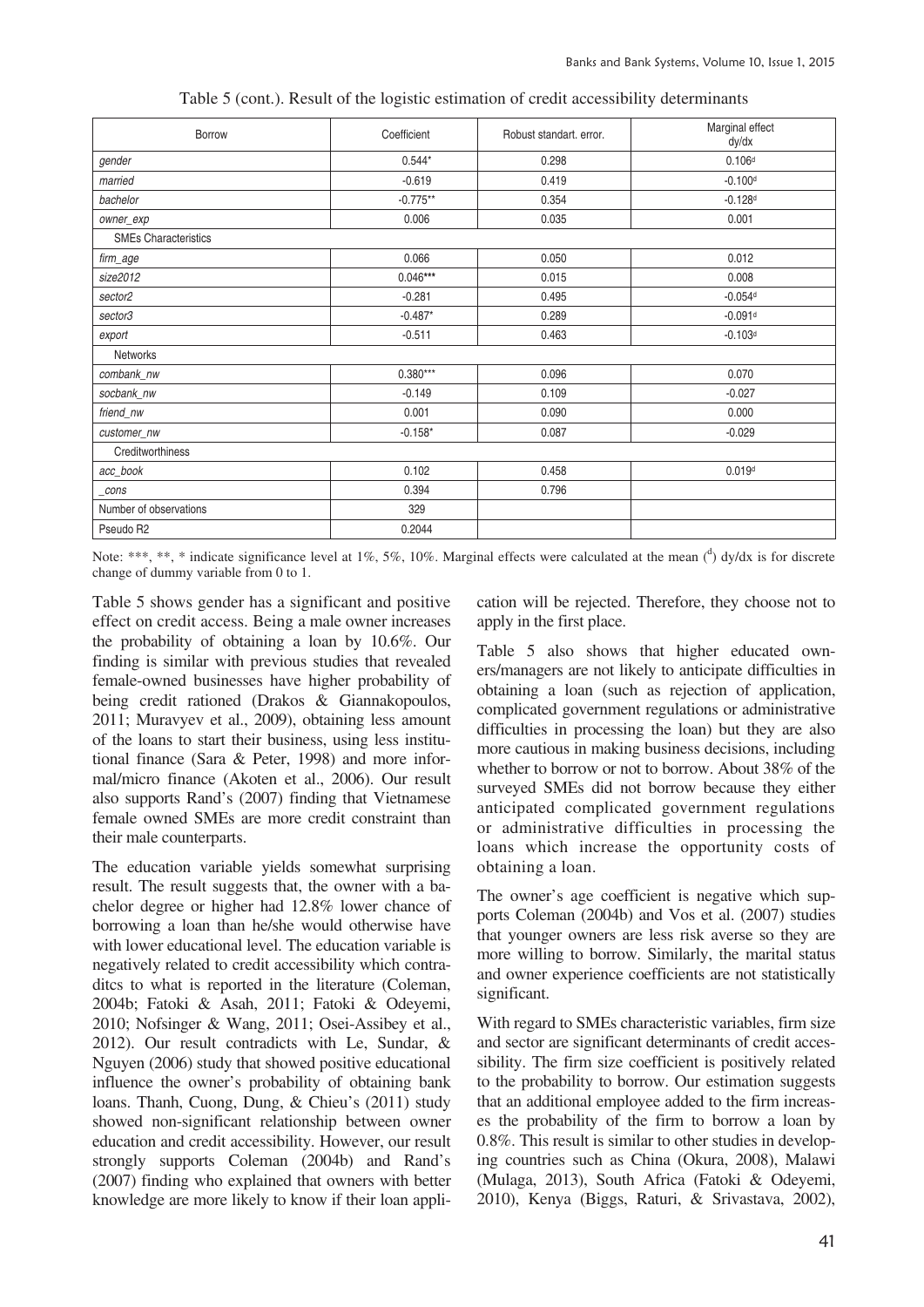Table 5 (cont.). Result of the logistic estimation of credit accessibility determinants

| Borrow | Coefficient | Robust standart. error. | Marginal effect dy/dx |
|---|---|---|---|
| *gender* | 0.544* | 0.298 | 0.106[d] |
| *married* | -0.619 | 0.419 | -0.100[d] |
| *bachelor* | -0.775** | 0.354 | -0.128[d] |
| *owner_exp* | 0.006 | 0.035 | 0.001 |
| SMEs Characteristics | | | |
| *firm_age* | 0.066 | 0.050 | 0.012 |
| *size2012* | 0.046*** | 0.015 | 0.008 |
| *sector2* | -0.281 | 0.495 | -0.054[d] |
| *sector3* | -0.487* | 0.289 | -0.091[d] |
| *export* | -0.511 | 0.463 | -0.103[d] |
| Networks | | | |
| *combank_nw* | 0.380*** | 0.096 | 0.070 |
| *socbank_nw* | -0.149 | 0.109 | -0.027 |
| *friend_nw* | 0.001 | 0.090 | 0.000 |
| *customer_nw* | -0.158* | 0.087 | -0.029 |
| Creditworthiness | | | |
| *acc_book* | 0.102 | 0.458 | 0.019[d] |
| *_cons* | 0.394 | 0.796 | |
| Number of observations | 329 | | |
| Pseudo R2 | 0.2044 | | |

Note: ***, **, * indicate significance level at 1%, 5%, 10%. Marginal effects were calculated at the mean ([d]) dy/dx is for discrete change of dummy variable from 0 to 1.

Table 5 shows gender has a significant and positive effect on credit access. Being a male owner increases the probability of obtaining a loan by 10.6%. Our finding is similar with previous studies that revealed female-owned businesses have higher probability of being credit rationed (Drakos & Giannakopoulos, 2011; Muravyev et al., 2009), obtaining less amount of the loans to start their business, using less institutional finance (Sara & Peter, 1998) and more informal/micro finance (Akoten et al., 2006). Our result also supports Rand's (2007) finding that Vietnamese female owned SMEs are more credit constraint than their male counterparts.

The education variable yields somewhat surprising result. The result suggests that, the owner with a bachelor degree or higher had 12.8% lower chance of borrowing a loan than he/she would otherwise have with lower educational level. The education variable is negatively related to credit accessibility which contraditcs to what is reported in the literature (Coleman, 2004b; Fatoki & Asah, 2011; Fatoki & Odeyemi, 2010; Nofsinger & Wang, 2011; Osei-Assibey et al., 2012). Our result contradicts with Le, Sundar, & Nguyen (2006) study that showed positive educational influence the owner's probability of obtaining bank loans. Thanh, Cuong, Dung, & Chieu's (2011) study showed non-significant relationship between owner education and credit accessibility. However, our result strongly supports Coleman (2004b) and Rand's (2007) finding who explained that owners with better knowledge are more likely to know if their loan application will be rejected. Therefore, they choose not to apply in the first place.

Table 5 also shows that higher educated owners/managers are not likely to anticipate difficulties in obtaining a loan (such as rejection of application, complicated government regulations or administrative difficulties in processing the loan) but they are also more cautious in making business decisions, including whether to borrow or not to borrow. About 38% of the surveyed SMEs did not borrow because they either anticipated complicated government regulations or administrative difficulties in processing the loans which increase the opportunity costs of obtaining a loan.

The owner's age coefficient is negative which supports Coleman (2004b) and Vos et al. (2007) studies that younger owners are less risk averse so they are more willing to borrow. Similarly, the marital status and owner experience coefficients are not statistically significant.

With regard to SMEs characteristic variables, firm size and sector are significant determinants of credit accessibility. The firm size coefficient is positively related to the probability to borrow. Our estimation suggests that an additional employee added to the firm increases the probability of the firm to borrow a loan by 0.8%. This result is similar to other studies in developing countries such as China (Okura, 2008), Malawi (Mulaga, 2013), South Africa (Fatoki & Odeyemi, 2010), Kenya (Biggs, Raturi, & Srivastava, 2002),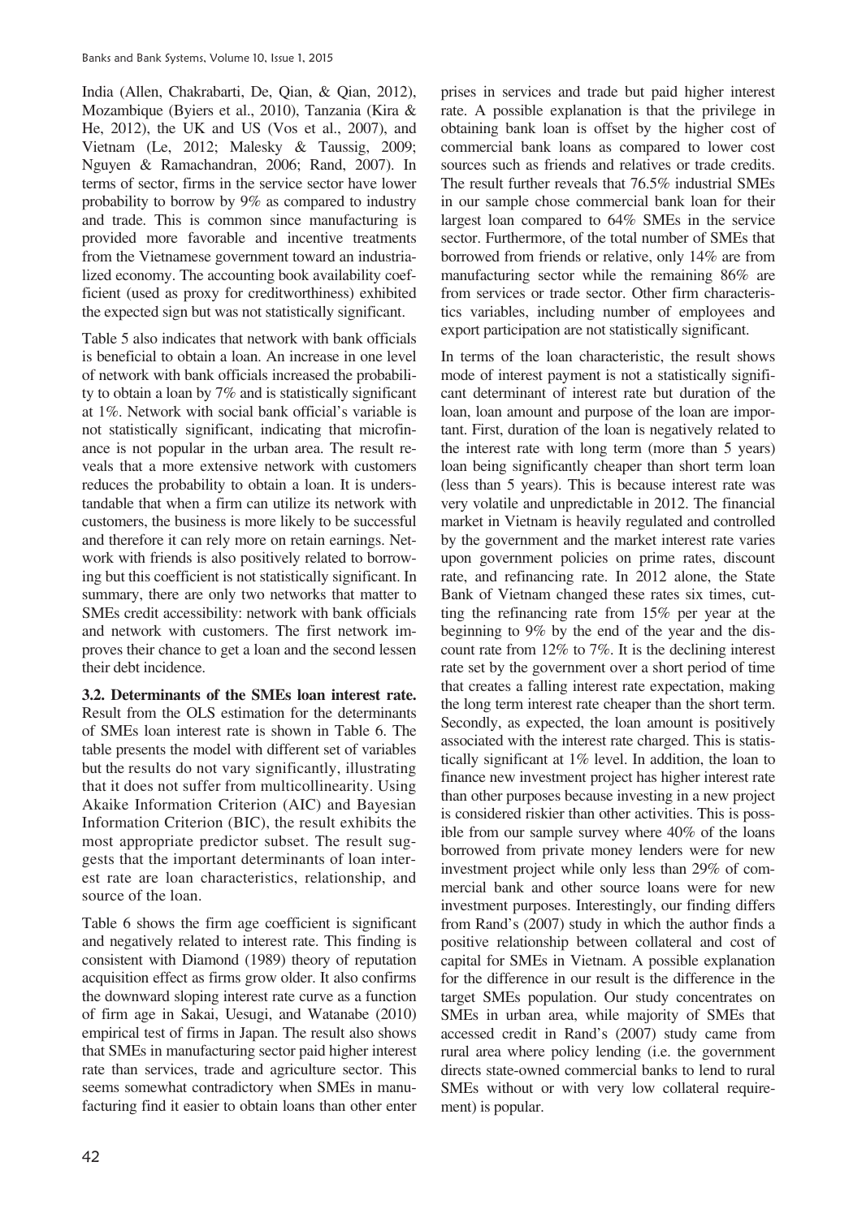India (Allen, Chakrabarti, De, Qian, & Qian, 2012), Mozambique (Byiers et al., 2010), Tanzania (Kira & He, 2012), the UK and US (Vos et al., 2007), and Vietnam (Le, 2012; Malesky & Taussig, 2009; Nguyen & Ramachandran, 2006; Rand, 2007). In terms of sector, firms in the service sector have lower probability to borrow by 9% as compared to industry and trade. This is common since manufacturing is provided more favorable and incentive treatments from the Vietnamese government toward an industrialized economy. The accounting book availability coefficient (used as proxy for creditworthiness) exhibited the expected sign but was not statistically significant.

Table 5 also indicates that network with bank officials is beneficial to obtain a loan. An increase in one level of network with bank officials increased the probability to obtain a loan by 7% and is statistically significant at 1%. Network with social bank official's variable is not statistically significant, indicating that microfinance is not popular in the urban area. The result reveals that a more extensive network with customers reduces the probability to obtain a loan. It is understandable that when a firm can utilize its network with customers, the business is more likely to be successful and therefore it can rely more on retain earnings. Network with friends is also positively related to borrowing but this coefficient is not statistically significant. In summary, there are only two networks that matter to SMEs credit accessibility: network with bank officials and network with customers. The first network improves their chance to get a loan and the second lessen their debt incidence.

**3.2. Determinants of the SMEs loan interest rate.** Result from the OLS estimation for the determinants of SMEs loan interest rate is shown in Table 6. The table presents the model with different set of variables but the results do not vary significantly, illustrating that it does not suffer from multicollinearity. Using Akaike Information Criterion (AIC) and Bayesian Information Criterion (BIC), the result exhibits the most appropriate predictor subset. The result suggests that the important determinants of loan interest rate are loan characteristics, relationship, and source of the loan.

Table 6 shows the firm age coefficient is significant and negatively related to interest rate. This finding is consistent with Diamond (1989) theory of reputation acquisition effect as firms grow older. It also confirms the downward sloping interest rate curve as a function of firm age in Sakai, Uesugi, and Watanabe (2010) empirical test of firms in Japan. The result also shows that SMEs in manufacturing sector paid higher interest rate than services, trade and agriculture sector. This seems somewhat contradictory when SMEs in manufacturing find it easier to obtain loans than other enterprises in services and trade but paid higher interest rate. A possible explanation is that the privilege in obtaining bank loan is offset by the higher cost of commercial bank loans as compared to lower cost sources such as friends and relatives or trade credits. The result further reveals that 76.5% industrial SMEs in our sample chose commercial bank loan for their largest loan compared to 64% SMEs in the service sector. Furthermore, of the total number of SMEs that borrowed from friends or relative, only 14% are from manufacturing sector while the remaining 86% are from services or trade sector. Other firm characteristics variables, including number of employees and export participation are not statistically significant.

In terms of the loan characteristic, the result shows mode of interest payment is not a statistically significant determinant of interest rate but duration of the loan, loan amount and purpose of the loan are important. First, duration of the loan is negatively related to the interest rate with long term (more than 5 years) loan being significantly cheaper than short term loan (less than 5 years). This is because interest rate was very volatile and unpredictable in 2012. The financial market in Vietnam is heavily regulated and controlled by the government and the market interest rate varies upon government policies on prime rates, discount rate, and refinancing rate. In 2012 alone, the State Bank of Vietnam changed these rates six times, cutting the refinancing rate from 15% per year at the beginning to 9% by the end of the year and the discount rate from 12% to 7%. It is the declining interest rate set by the government over a short period of time that creates a falling interest rate expectation, making the long term interest rate cheaper than the short term. Secondly, as expected, the loan amount is positively associated with the interest rate charged. This is statistically significant at 1% level. In addition, the loan to finance new investment project has higher interest rate than other purposes because investing in a new project is considered riskier than other activities. This is possible from our sample survey where 40% of the loans borrowed from private money lenders were for new investment project while only less than 29% of commercial bank and other source loans were for new investment purposes. Interestingly, our finding differs from Rand's (2007) study in which the author finds a positive relationship between collateral and cost of capital for SMEs in Vietnam. A possible explanation for the difference in our result is the difference in the target SMEs population. Our study concentrates on SMEs in urban area, while majority of SMEs that accessed credit in Rand's (2007) study came from rural area where policy lending (i.e. the government directs state-owned commercial banks to lend to rural SMEs without or with very low collateral requirement) is popular.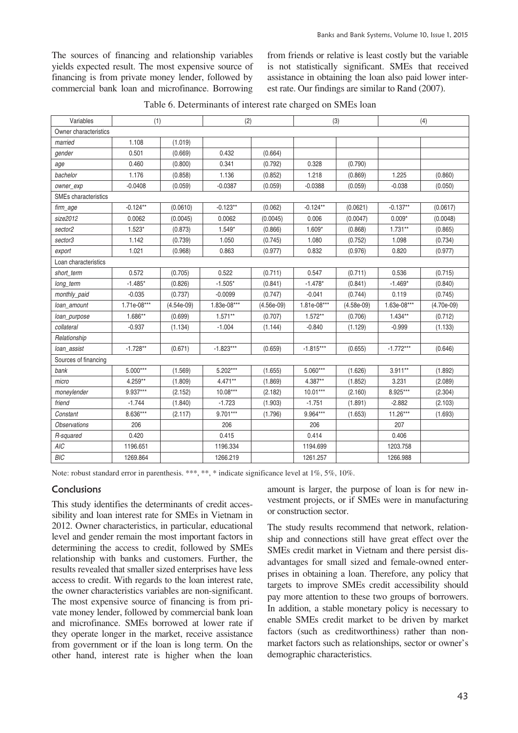The sources of financing and relationship variables yields expected result. The most expensive source of financing is from private money lender, followed by commercial bank loan and microfinance. Borrowing from friends or relative is least costly but the variable is not statistically significant. SMEs that received assistance in obtaining the loan also paid lower interest rate. Our findings are similar to Rand (2007).

Table 6. Determinants of interest rate charged on SMEs loan

| Variables | (1) | | (2) | | (3) | | (4) | |
|---|---|---|---|---|---|---|---|---|
| Owner characteristics | | | | | | | | |
| *married* | 1.108 | (1.019) | | | | | | |
| *gender* | 0.501 | (0.669) | 0.432 | (0.664) | | | | |
| *age* | 0.460 | (0.800) | 0.341 | (0.792) | 0.328 | (0.790) | | |
| *bachelor* | 1.176 | (0.858) | 1.136 | (0.852) | 1.218 | (0.869) | 1.225 | (0.860) |
| *owner_exp* | -0.0408 | (0.059) | -0.0387 | (0.059) | -0.0388 | (0.059) | -0.038 | (0.050) |
| SMEs characteristics | | | | | | | | |
| *firm_age* | -0.124** | (0.0610) | -0.123** | (0.062) | -0.124** | (0.0621) | -0.137** | (0.0617) |
| *size2012* | 0.0062 | (0.0045) | 0.0062 | (0.0045) | 0.006 | (0.0047) | 0.009* | (0.0048) |
| *sector2* | 1.523* | (0.873) | 1.549* | (0.866) | 1.609* | (0.868) | 1.731** | (0.865) |
| *sector3* | 1.142 | (0.739) | 1.050 | (0.745) | 1.080 | (0.752) | 1.098 | (0.734) |
| *export* | 1.021 | (0.968) | 0.863 | (0.977) | 0.832 | (0.976) | 0.820 | (0.977) |
| Loan characteristics | | | | | | | | |
| *short_term* | 0.572 | (0.705) | 0.522 | (0.711) | 0.547 | (0.711) | 0.536 | (0.715) |
| *long_term* | -1.485* | (0.826) | -1.505* | (0.841) | -1.478* | (0.841) | -1.469* | (0.840) |
| *monthly_paid* | -0.035 | (0.737) | -0.0099 | (0.747) | -0.041 | (0.744) | 0.119 | (0.745) |
| *loan_amount* | 1.71e-08*** | (4.54e-09) | 1.83e-08*** | (4.56e-09) | 1.81e-08*** | (4.58e-09) | 1.63e-08*** | (4.70e-09) |
| *loan_purpose* | 1.686** | (0.699) | 1.571** | (0.707) | 1.572** | (0.706) | 1.434** | (0.712) |
| *collateral* | -0.937 | (1.134) | -1.004 | (1.144) | -0.840 | (1.129) | -0.999 | (1.133) |
| *Relationship* | | | | | | | | |
| *loan_assist* | -1.728** | (0.671) | -1.823*** | (0.659) | -1.815*** | (0.655) | -1.772*** | (0.646) |
| Sources of financing | | | | | | | | |
| *bank* | 5.000*** | (1.569) | 5.202*** | (1.655) | 5.060*** | (1.626) | 3.911** | (1.892) |
| *micro* | 4.259** | (1.809) | 4.471** | (1.869) | 4.387** | (1.852) | 3.231 | (2.089) |
| *moneylender* | 9.937*** | (2.152) | 10.08*** | (2.182) | 10.01*** | (2.160) | 8.925*** | (2.304) |
| *friend* | -1.744 | (1.840) | -1.723 | (1.903) | -1.751 | (1.891) | -2.882 | (2.103) |
| *Constant* | 8.636*** | (2.117) | 9.701*** | (1.796) | 9.964*** | (1.653) | 11.26*** | (1.693) |
| *Observations* | 206 | | 206 | | 206 | | 207 | |
| *R-squared* | 0.420 | | 0.415 | | 0.414 | | 0.406 | |
| *AIC* | 1196.651 | | 1196.334 | | 1194.699 | | 1203.758 | |
| *BIC* | 1269.864 | | 1266.219 | | 1261.257 | | 1266.988 | |

Note: robust standard error in parenthesis. ***, **, * indicate significance level at 1%, 5%, 10%.

## Conclusions

This study identifies the determinants of credit accessibility and loan interest rate for SMEs in Vietnam in 2012. Owner characteristics, in particular, educational level and gender remain the most important factors in determining the access to credit, followed by SMEs relationship with banks and customers. Further, the results revealed that smaller sized enterprises have less access to credit. With regards to the loan interest rate, the owner characteristics variables are non-significant. The most expensive source of financing is from private money lender, followed by commercial bank loan and microfinance. SMEs borrowed at lower rate if they operate longer in the market, receive assistance from government or if the loan is long term. On the other hand, interest rate is higher when the loan amount is larger, the purpose of loan is for new investment projects, or if SMEs were in manufacturing or construction sector.

The study results recommend that network, relationship and connections still have great effect over the SMEs credit market in Vietnam and there persist disadvantages for small sized and female-owned enterprises in obtaining a loan. Therefore, any policy that targets to improve SMEs credit accessibility should pay more attention to these two groups of borrowers. In addition, a stable monetary policy is necessary to enable SMEs credit market to be driven by market factors (such as creditworthiness) rather than non-market factors such as relationships, sector or owner's demographic characteristics.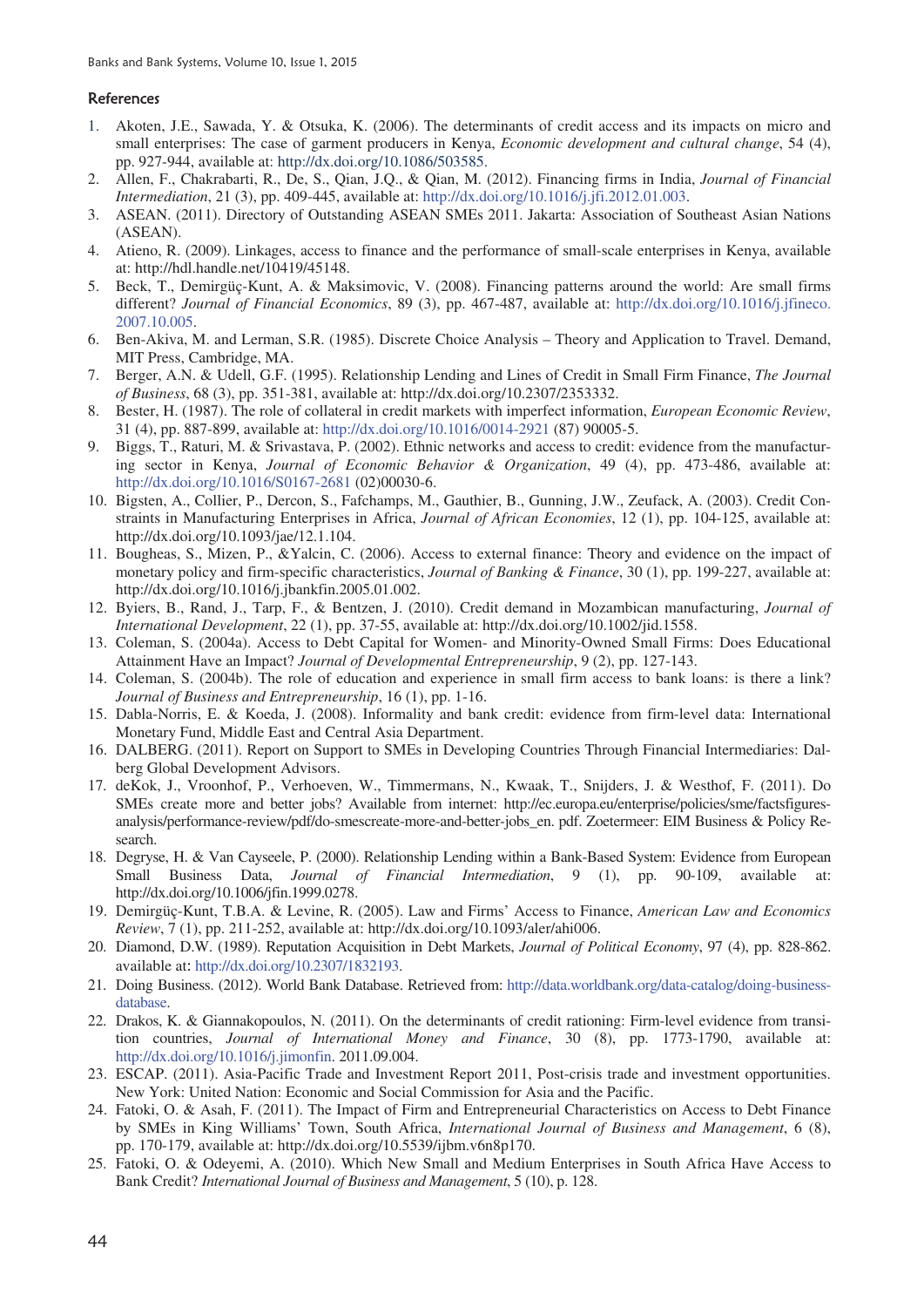### References

1. Akoten, J.E., Sawada, Y. & Otsuka, K. (2006). The determinants of credit access and its impacts on micro and small enterprises: The case of garment producers in Kenya, *Economic development and cultural change*, 54 (4), pp. 927-944, available at: http://dx.doi.org/10.1086/503585.
2. Allen, F., Chakrabarti, R., De, S., Qian, J.Q., & Qian, M. (2012). Financing firms in India, *Journal of Financial Intermediation*, 21 (3), pp. 409-445, available at: http://dx.doi.org/10.1016/j.jfi.2012.01.003.
3. ASEAN. (2011). Directory of Outstanding ASEAN SMEs 2011. Jakarta: Association of Southeast Asian Nations (ASEAN).
4. Atieno, R. (2009). Linkages, access to finance and the performance of small-scale enterprises in Kenya, available at: http://hdl.handle.net/10419/45148.
5. Beck, T., Demirgüç-Kunt, A. & Maksimovic, V. (2008). Financing patterns around the world: Are small firms different? *Journal of Financial Economics*, 89 (3), pp. 467-487, available at: http://dx.doi.org/10.1016/j.jfineco.2007.10.005.
6. Ben-Akiva, M. and Lerman, S.R. (1985). Discrete Choice Analysis – Theory and Application to Travel. Demand, MIT Press, Cambridge, MA.
7. Berger, A.N. & Udell, G.F. (1995). Relationship Lending and Lines of Credit in Small Firm Finance, *The Journal of Business*, 68 (3), pp. 351-381, available at: http://dx.doi.org/10.2307/2353332.
8. Bester, H. (1987). The role of collateral in credit markets with imperfect information, *European Economic Review*, 31 (4), pp. 887-899, available at: http://dx.doi.org/10.1016/0014-2921 (87) 90005-5.
9. Biggs, T., Raturi, M. & Srivastava, P. (2002). Ethnic networks and access to credit: evidence from the manufacturing sector in Kenya, *Journal of Economic Behavior & Organization*, 49 (4), pp. 473-486, available at: http://dx.doi.org/10.1016/S0167-2681 (02)00030-6.
10. Bigsten, A., Collier, P., Dercon, S., Fafchamps, M., Gauthier, B., Gunning, J.W., Zeufack, A. (2003). Credit Constraints in Manufacturing Enterprises in Africa, *Journal of African Economies*, 12 (1), pp. 104-125, available at: http://dx.doi.org/10.1093/jae/12.1.104.
11. Bougheas, S., Mizen, P., &Yalcin, C. (2006). Access to external finance: Theory and evidence on the impact of monetary policy and firm-specific characteristics, *Journal of Banking & Finance*, 30 (1), pp. 199-227, available at: http://dx.doi.org/10.1016/j.jbankfin.2005.01.002.
12. Byiers, B., Rand, J., Tarp, F., & Bentzen, J. (2010). Credit demand in Mozambican manufacturing, *Journal of International Development*, 22 (1), pp. 37-55, available at: http://dx.doi.org/10.1002/jid.1558.
13. Coleman, S. (2004a). Access to Debt Capital for Women- and Minority-Owned Small Firms: Does Educational Attainment Have an Impact? *Journal of Developmental Entrepreneurship*, 9 (2), pp. 127-143.
14. Coleman, S. (2004b). The role of education and experience in small firm access to bank loans: is there a link? *Journal of Business and Entrepreneurship*, 16 (1), pp. 1-16.
15. Dabla-Norris, E. & Koeda, J. (2008). Informality and bank credit: evidence from firm-level data: International Monetary Fund, Middle East and Central Asia Department.
16. DALBERG. (2011). Report on Support to SMEs in Developing Countries Through Financial Intermediaries: Dalberg Global Development Advisors.
17. deKok, J., Vroonhof, P., Verhoeven, W., Timmermans, N., Kwaak, T., Snijders, J. & Westhof, F. (2011). Do SMEs create more and better jobs? Available from internet: http://ec.europa.eu/enterprise/policies/sme/factsfigures-analysis/performance-review/pdf/do-smescreate-more-and-better-jobs_en. pdf. Zoetermeer: EIM Business & Policy Research.
18. Degryse, H. & Van Cayseele, P. (2000). Relationship Lending within a Bank-Based System: Evidence from European Small Business Data, *Journal of Financial Intermediation*, 9 (1), pp. 90-109, available at: http://dx.doi.org/10.1006/jfin.1999.0278.
19. Demirgüç-Kunt, T.B.A. & Levine, R. (2005). Law and Firms' Access to Finance, *American Law and Economics Review*, 7 (1), pp. 211-252, available at: http://dx.doi.org/10.1093/aler/ahi006.
20. Diamond, D.W. (1989). Reputation Acquisition in Debt Markets, *Journal of Political Economy*, 97 (4), pp. 828-862. available at: http://dx.doi.org/10.2307/1832193.
21. Doing Business. (2012). World Bank Database. Retrieved from: http://data.worldbank.org/data-catalog/doing-business-database.
22. Drakos, K. & Giannakopoulos, N. (2011). On the determinants of credit rationing: Firm-level evidence from transition countries, *Journal of International Money and Finance*, 30 (8), pp. 1773-1790, available at: http://dx.doi.org/10.1016/j.jimonfin. 2011.09.004.
23. ESCAP. (2011). Asia-Pacific Trade and Investment Report 2011, Post-crisis trade and investment opportunities. New York: United Nation: Economic and Social Commission for Asia and the Pacific.
24. Fatoki, O. & Asah, F. (2011). The Impact of Firm and Entrepreneurial Characteristics on Access to Debt Finance by SMEs in King Williams' Town, South Africa, *International Journal of Business and Management*, 6 (8), pp. 170-179, available at: http://dx.doi.org/10.5539/ijbm.v6n8p170.
25. Fatoki, O. & Odeyemi, A. (2010). Which New Small and Medium Enterprises in South Africa Have Access to Bank Credit? *International Journal of Business and Management*, 5 (10), p. 128.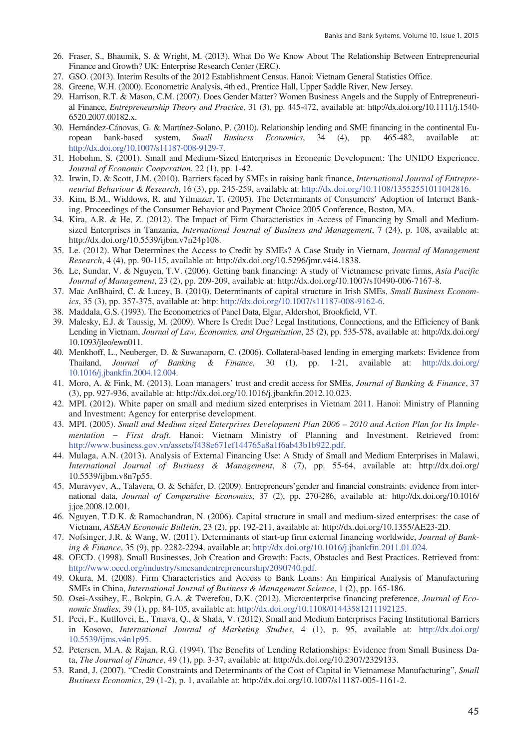26. Fraser, S., Bhaumik, S. & Wright, M. (2013). What Do We Know About The Relationship Between Entrepreneurial Finance and Growth? UK: Enterprise Research Center (ERC).
27. GSO. (2013). Interim Results of the 2012 Establishment Census. Hanoi: Vietnam General Statistics Office.
28. Greene, W.H. (2000). Econometric Analysis, 4th ed., Prentice Hall, Upper Saddle River, New Jersey.
29. Harrison, R.T. & Mason, C.M. (2007). Does Gender Matter? Women Business Angels and the Supply of Entrepreneurial Finance, *Entrepreneurship Theory and Practice*, 31 (3), pp. 445-472, available at: http://dx.doi.org/10.1111/j.1540-6520.2007.00182.x.
30. Hernández-Cánovas, G. & Martínez-Solano, P. (2010). Relationship lending and SME financing in the continental European bank-based system, *Small Business Economics*, 34 (4), pp. 465-482, available at: http://dx.doi.org/10.1007/s11187-008-9129-7.
31. Hobohm, S. (2001). Small and Medium-Sized Enterprises in Economic Development: The UNIDO Experience. *Journal of Economic Cooperation*, 22 (1), pp. 1-42.
32. Irwin, D. & Scott, J.M. (2010). Barriers faced by SMEs in raising bank finance, *International Journal of Entrepreneurial Behaviour & Research*, 16 (3), pp. 245-259, available at: http://dx.doi.org/10.1108/13552551011042816.
33. Kim, B.M., Widdows, R. and Yilmazer, T. (2005). The Determinants of Consumers' Adoption of Internet Banking. Proceedings of the Consumer Behavior and Payment Choice 2005 Conference, Boston, MA.
34. Kira, A.R. & He, Z. (2012). The Impact of Firm Characteristics in Access of Financing by Small and Medium-sized Enterprises in Tanzania, *International Journal of Business and Management*, 7 (24), p. 108, available at: http://dx.doi.org/10.5539/ijbm.v7n24p108.
35. Le. (2012). What Determines the Access to Credit by SMEs? A Case Study in Vietnam, *Journal of Management Research*, 4 (4), pp. 90-115, available at: http://dx.doi.org/10.5296/jmr.v4i4.1838.
36. Le, Sundar, V. & Nguyen, T.V. (2006). Getting bank financing: A study of Vietnamese private firms, *Asia Pacific Journal of Management*, 23 (2), pp. 209-209, available at: http://dx.doi.org/10.1007/s10490-006-7167-8.
37. Mac AnBhaird, C. & Lucey, B. (2010). Determinants of capital structure in Irish SMEs, *Small Business Economics*, 35 (3), pp. 357-375, available at: http: http://dx.doi.org/10.1007/s11187-008-9162-6.
38. Maddala, G.S. (1993). The Econometrics of Panel Data, Elgar, Aldershot, Brookfield, VT.
39. Malesky, E.J. & Taussig, M. (2009). Where Is Credit Due? Legal Institutions, Connections, and the Efficiency of Bank Lending in Vietnam, *Journal of Law, Economics, and Organization*, 25 (2), pp. 535-578, available at: http://dx.doi.org/10.1093/jleo/ewn011.
40. Menkhoff, L., Neuberger, D. & Suwanaporn, C. (2006). Collateral-based lending in emerging markets: Evidence from Thailand, *Journal of Banking & Finance*, 30 (1), pp. 1-21, available at: http://dx.doi.org/10.1016/j.jbankfin.2004.12.004.
41. Moro, A. & Fink, M. (2013). Loan managers' trust and credit access for SMEs, *Journal of Banking & Finance*, 37 (3), pp. 927-936, available at: http://dx.doi.org/10.1016/j.jbankfin.2012.10.023.
42. MPI. (2012). White paper on small and medium sized enterprises in Vietnam 2011. Hanoi: Ministry of Planning and Investment: Agency for enterprise development.
43. MPI. (2005). *Small and Medium sized Enterprises Development Plan 2006 – 2010 and Action Plan for Its Implementation – First draft*. Hanoi: Vietnam Ministry of Planning and Investment. Retrieved from: http://www.business.gov.vn/assets/f438e671ef144765a8a1f6ab43b1b922.pdf.
44. Mulaga, A.N. (2013). Analysis of External Financing Use: A Study of Small and Medium Enterprises in Malawi, *International Journal of Business & Management*, 8 (7), pp. 55-64, available at: http://dx.doi.org/10.5539/ijbm.v8n7p55.
45. Muravyev, A., Talavera, O. & Schäfer, D. (2009). Entrepreneurs'gender and financial constraints: evidence from international data, *Journal of Comparative Economics*, 37 (2), pp. 270-286, available at: http://dx.doi.org/10.1016/j.jce.2008.12.001.
46. Nguyen, T.D.K. & Ramachandran, N. (2006). Capital structure in small and medium-sized enterprises: the case of Vietnam, *ASEAN Economic Bulletin*, 23 (2), pp. 192-211, available at: http://dx.doi.org/10.1355/AE23-2D.
47. Nofsinger, J.R. & Wang, W. (2011). Determinants of start-up firm external financing worldwide, *Journal of Banking & Finance*, 35 (9), pp. 2282-2294, available at: http://dx.doi.org/10.1016/j.jbankfin.2011.01.024.
48. OECD. (1998). Small Businesses, Job Creation and Growth: Facts, Obstacles and Best Practices. Retrieved from: http://www.oecd.org/industry/smesandentrepreneurship/2090740.pdf.
49. Okura, M. (2008). Firm Characteristics and Access to Bank Loans: An Empirical Analysis of Manufacturing SMEs in China, *International Journal of Business & Management Science*, 1 (2), pp. 165-186.
50. Osei-Assibey, E., Bokpin, G.A. & Twerefou, D.K. (2012). Microenterprise financing preference, *Journal of Economic Studies*, 39 (1), pp. 84-105, available at: http://dx.doi.org/10.1108/01443581211192125.
51. Peci, F., Kutllovci, E., Tmava, Q., & Shala, V. (2012). Small and Medium Enterprises Facing Institutional Barriers in Kosovo, *International Journal of Marketing Studies*, 4 (1), p. 95, available at: http://dx.doi.org/10.5539/ijms.v4n1p95.
52. Petersen, M.A. & Rajan, R.G. (1994). The Benefits of Lending Relationships: Evidence from Small Business Data, *The Journal of Finance*, 49 (1), pp. 3-37, available at: http://dx.doi.org/10.2307/2329133.
53. Rand, J. (2007). "Credit Constraints and Determinants of the Cost of Capital in Vietnamese Manufacturing", *Small Business Economics*, 29 (1-2), p. 1, available at: http://dx.doi.org/10.1007/s11187-005-1161-2.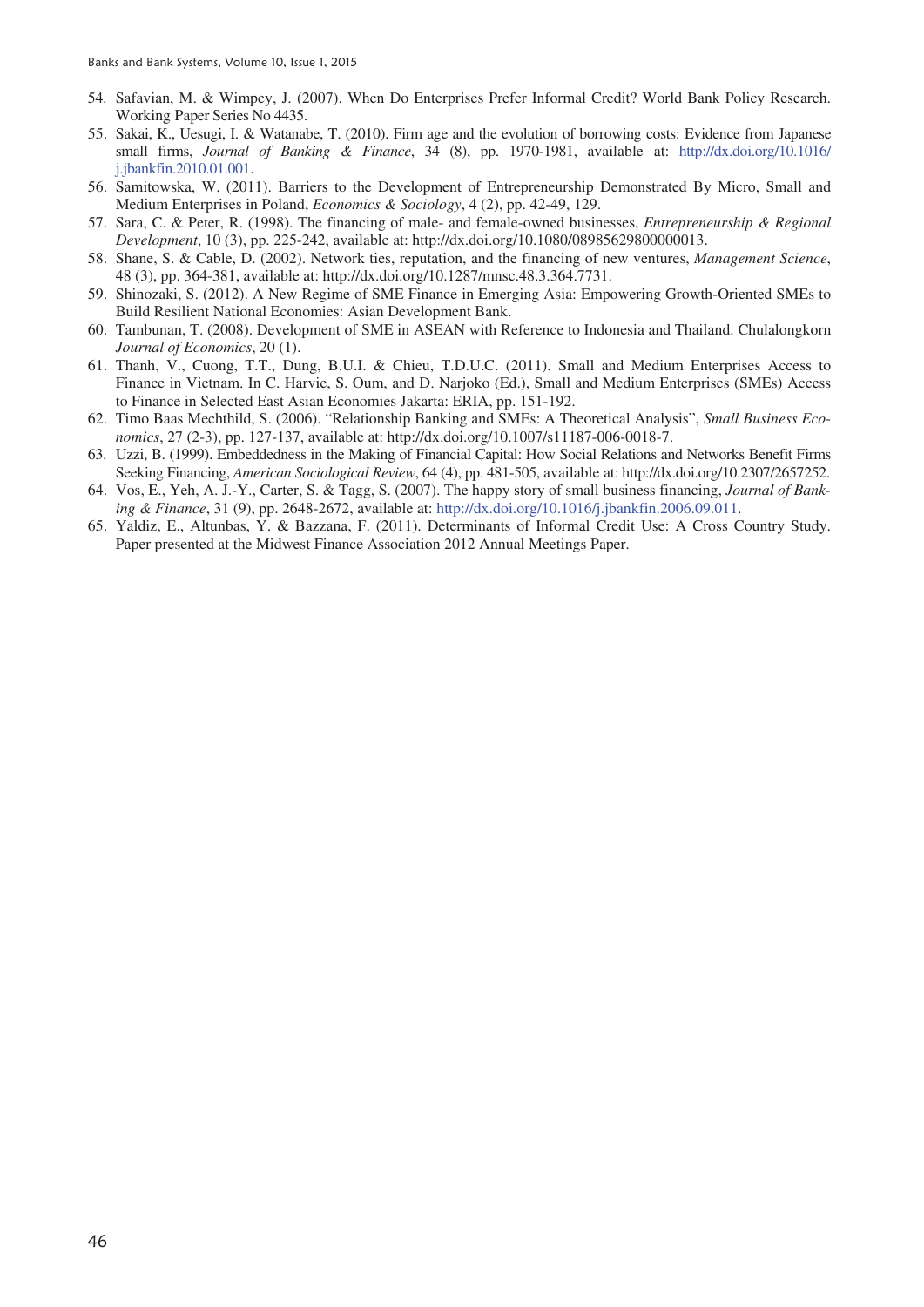54. Safavian, M. & Wimpey, J. (2007). When Do Enterprises Prefer Informal Credit? World Bank Policy Research. Working Paper Series No 4435.
55. Sakai, K., Uesugi, I. & Watanabe, T. (2010). Firm age and the evolution of borrowing costs: Evidence from Japanese small firms, *Journal of Banking & Finance*, 34 (8), pp. 1970-1981, available at: http://dx.doi.org/10.1016/j.jbankfin.2010.01.001.
56. Samitowska, W. (2011). Barriers to the Development of Entrepreneurship Demonstrated By Micro, Small and Medium Enterprises in Poland, *Economics & Sociology*, 4 (2), pp. 42-49, 129.
57. Sara, C. & Peter, R. (1998). The financing of male- and female-owned businesses, *Entrepreneurship & Regional Development*, 10 (3), pp. 225-242, available at: http://dx.doi.org/10.1080/08985629800000013.
58. Shane, S. & Cable, D. (2002). Network ties, reputation, and the financing of new ventures, *Management Science*, 48 (3), pp. 364-381, available at: http://dx.doi.org/10.1287/mnsc.48.3.364.7731.
59. Shinozaki, S. (2012). A New Regime of SME Finance in Emerging Asia: Empowering Growth-Oriented SMEs to Build Resilient National Economies: Asian Development Bank.
60. Tambunan, T. (2008). Development of SME in ASEAN with Reference to Indonesia and Thailand. Chulalongkorn *Journal of Economics*, 20 (1).
61. Thanh, V., Cuong, T.T., Dung, B.U.I. & Chieu, T.D.U.C. (2011). Small and Medium Enterprises Access to Finance in Vietnam. In C. Harvie, S. Oum, and D. Narjoko (Ed.), Small and Medium Enterprises (SMEs) Access to Finance in Selected East Asian Economies Jakarta: ERIA, pp. 151-192.
62. Timo Baas Mechthild, S. (2006). "Relationship Banking and SMEs: A Theoretical Analysis", *Small Business Economics*, 27 (2-3), pp. 127-137, available at: http://dx.doi.org/10.1007/s11187-006-0018-7.
63. Uzzi, B. (1999). Embeddedness in the Making of Financial Capital: How Social Relations and Networks Benefit Firms Seeking Financing, *American Sociological Review*, 64 (4), pp. 481-505, available at: http://dx.doi.org/10.2307/2657252.
64. Vos, E., Yeh, A. J.-Y., Carter, S. & Tagg, S. (2007). The happy story of small business financing, *Journal of Banking & Finance*, 31 (9), pp. 2648-2672, available at: http://dx.doi.org/10.1016/j.jbankfin.2006.09.011.
65. Yaldiz, E., Altunbas, Y. & Bazzana, F. (2011). Determinants of Informal Credit Use: A Cross Country Study. Paper presented at the Midwest Finance Association 2012 Annual Meetings Paper.